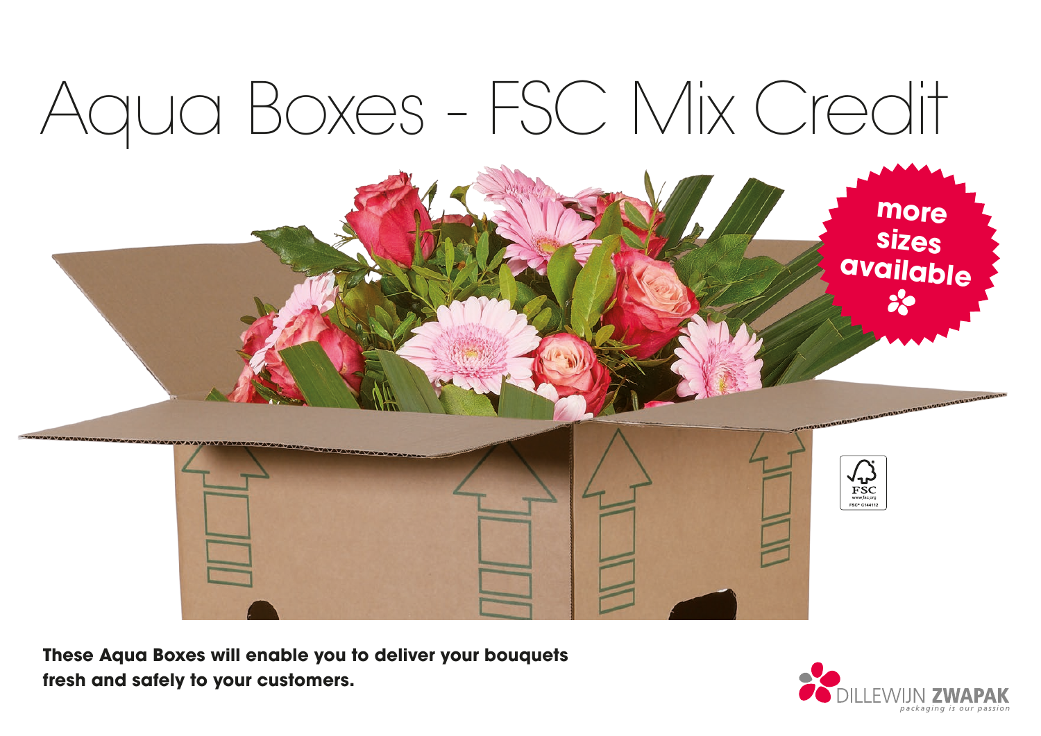# Aqua Boxes - FSC Mix Credit

more sizes available

**These Aqua Boxes will enable you to deliver your bouquets fresh and safely to your customers.**

DILLEWIJN ZWAPAK
*packaging is our passion*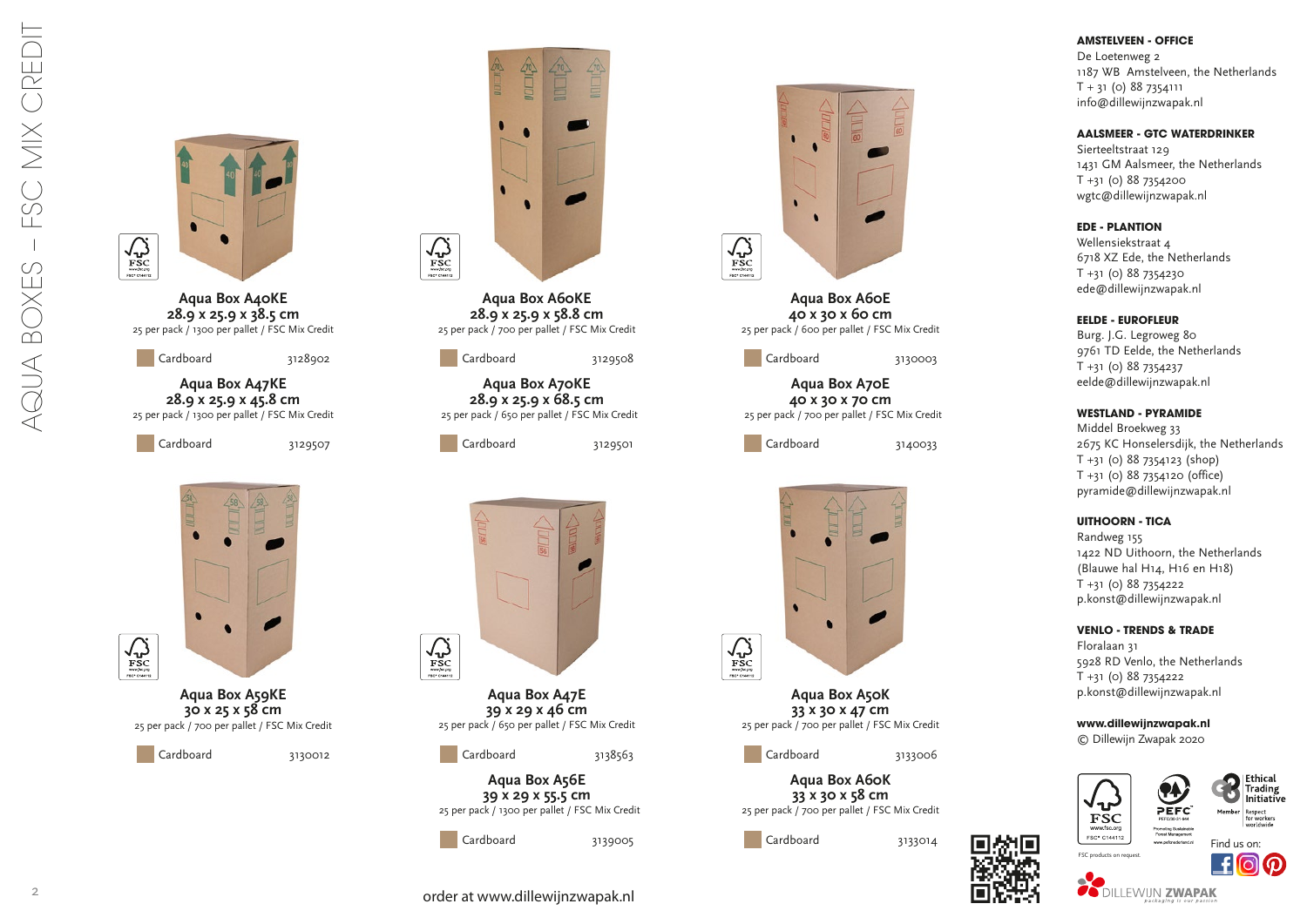# AQUA BOXES – FSC MIX CREDIT

**Aqua Box A40KE**
**28.9 x 25.9 x 38.5 cm**
25 per pack / 1300 per pallet / FSC Mix Credit

Cardboard 3128902

**Aqua Box A47KE**
**28.9 x 25.9 x 45.8 cm**
25 per pack / 1300 per pallet / FSC Mix Credit

Cardboard 3129507

**Aqua Box A60KE**
**28.9 x 25.9 x 58.8 cm**
25 per pack / 700 per pallet / FSC Mix Credit

Cardboard 3129508

**Aqua Box A70KE**
**28.9 x 25.9 x 68.5 cm**
25 per pack / 650 per pallet / FSC Mix Credit

Cardboard 3129501

**Aqua Box A60E**
**40 x 30 x 60 cm**
25 per pack / 600 per pallet / FSC Mix Credit

Cardboard 3130003

**Aqua Box A70E**
**40 x 30 x 70 cm**
25 per pack / 700 per pallet / FSC Mix Credit

Cardboard 3140033

**Aqua Box A59KE**
**30 x 25 x 58 cm**
25 per pack / 700 per pallet / FSC Mix Credit

Cardboard 3130012

**Aqua Box A47E**
**39 x 29 x 46 cm**
25 per pack / 650 per pallet / FSC Mix Credit

Cardboard 3138563

**Aqua Box A56E**
**39 x 29 x 55.5 cm**
25 per pack / 1300 per pallet / FSC Mix Credit

Cardboard 3139005

**Aqua Box A50K**
**33 x 30 x 47 cm**
25 per pack / 700 per pallet / FSC Mix Credit

Cardboard 3133006

**Aqua Box A60K**
**33 x 30 x 58 cm**
25 per pack / 700 per pallet / FSC Mix Credit

Cardboard 3133014

order at www.dillewijnzwapak.nl

**AMSTELVEEN - OFFICE**
De Loetenweg 2
1187 WB Amstelveen, the Netherlands
T + 31 (0) 88 7354111
info@dillewijnzwapak.nl

**AALSMEER - GTC WATERDRINKER**
Sierteeltstraat 129
1431 GM Aalsmeer, the Netherlands
T +31 (0) 88 7354200
wgtc@dillewijnzwapak.nl

**EDE - PLANTION**
Wellensiekstraat 4
6718 XZ Ede, the Netherlands
T +31 (0) 88 7354230
ede@dillewijnzwapak.nl

**EELDE - EUROFLEUR**
Burg. J.G. Legroweg 80
9761 TD Eelde, the Netherlands
T +31 (0) 88 7354237
eelde@dillewijnzwapak.nl

**WESTLAND - PYRAMIDE**
Middel Broekweg 33
2675 KC Honselersdijk, the Netherlands
T +31 (0) 88 7354123 (shop)
T +31 (0) 88 7354120 (office)
pyramide@dillewijnzwapak.nl

**UITHOORN - TICA**
Randweg 155
1422 ND Uithoorn, the Netherlands
(Blauwe hal H14, H16 en H18)
T +31 (0) 88 7354222
p.konst@dillewijnzwapak.nl

**VENLO - TRENDS & TRADE**
Floralaan 31
5928 RD Venlo, the Netherlands
T +31 (0) 88 7354222
p.konst@dillewijnzwapak.nl

**www.dillewijnzwapak.nl**
© Dillewijn Zwapak 2020

FSC products on request.

Find us on: